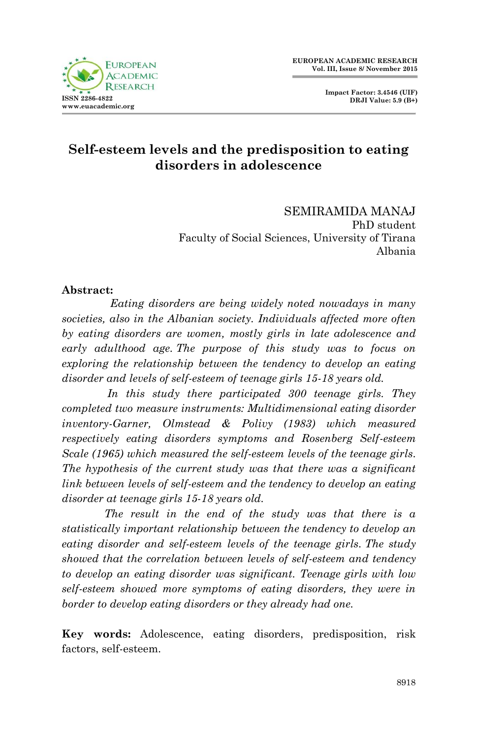# Self-esteem levels and the predisposition to eating disorders in adolescence

SEMIRAMIDA MANAJ
PhD student
Faculty of Social Sciences, University of Tirana
Albania

**Abstract:**

*Eating disorders are being widely noted nowadays in many societies, also in the Albanian society. Individuals affected more often by eating disorders are women, mostly girls in late adolescence and early adulthood age. The purpose of this study was to focus on exploring the relationship between the tendency to develop an eating disorder and levels of self-esteem of teenage girls 15-18 years old.*

*In this study there participated 300 teenage girls. They completed two measure instruments: Multidimensional eating disorder inventory-Garner, Olmstead & Polivy (1983) which measured respectively eating disorders symptoms and Rosenberg Self-esteem Scale (1965) which measured the self-esteem levels of the teenage girls. The hypothesis of the current study was that there was a significant link between levels of self-esteem and the tendency to develop an eating disorder at teenage girls 15-18 years old.*

*The result in the end of the study was that there is a statistically important relationship between the tendency to develop an eating disorder and self-esteem levels of the teenage girls. The study showed that the correlation between levels of self-esteem and tendency to develop an eating disorder was significant. Teenage girls with low self-esteem showed more symptoms of eating disorders, they were in border to develop eating disorders or they already had one.*

**Key words:** Adolescence, eating disorders, predisposition, risk factors, self-esteem.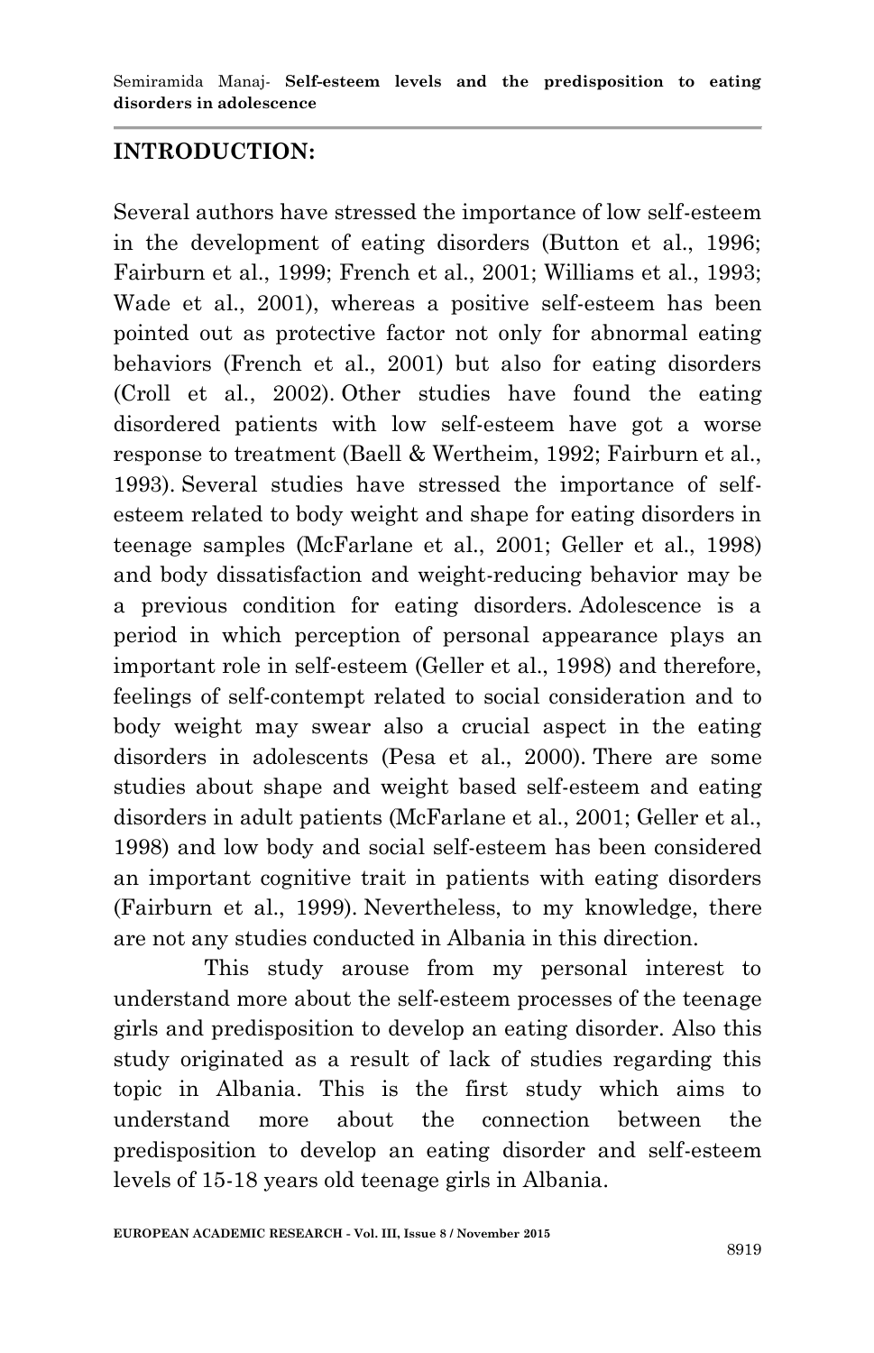## INTRODUCTION:

Several authors have stressed the importance of low self-esteem in the development of eating disorders (Button et al., 1996; Fairburn et al., 1999; French et al., 2001; Williams et al., 1993; Wade et al., 2001), whereas a positive self-esteem has been pointed out as protective factor not only for abnormal eating behaviors (French et al., 2001) but also for eating disorders (Croll et al., 2002). Other studies have found the eating disordered patients with low self-esteem have got a worse response to treatment (Baell & Wertheim, 1992; Fairburn et al., 1993). Several studies have stressed the importance of self-esteem related to body weight and shape for eating disorders in teenage samples (McFarlane et al., 2001; Geller et al., 1998) and body dissatisfaction and weight-reducing behavior may be a previous condition for eating disorders. Adolescence is a period in which perception of personal appearance plays an important role in self-esteem (Geller et al., 1998) and therefore, feelings of self-contempt related to social consideration and to body weight may swear also a crucial aspect in the eating disorders in adolescents (Pesa et al., 2000). There are some studies about shape and weight based self-esteem and eating disorders in adult patients (McFarlane et al., 2001; Geller et al., 1998) and low body and social self-esteem has been considered an important cognitive trait in patients with eating disorders (Fairburn et al., 1999). Nevertheless, to my knowledge, there are not any studies conducted in Albania in this direction.

This study arouse from my personal interest to understand more about the self-esteem processes of the teenage girls and predisposition to develop an eating disorder. Also this study originated as a result of lack of studies regarding this topic in Albania. This is the first study which aims to understand more about the connection between the predisposition to develop an eating disorder and self-esteem levels of 15-18 years old teenage girls in Albania.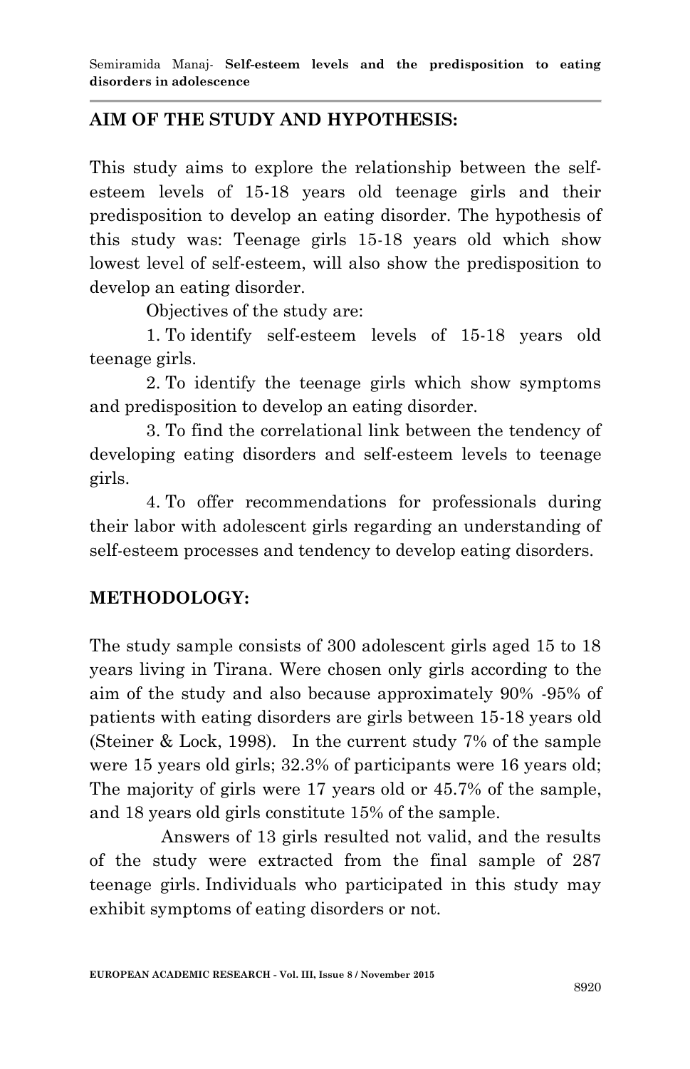## AIM OF THE STUDY AND HYPOTHESIS:

This study aims to explore the relationship between the self-esteem levels of 15-18 years old teenage girls and their predisposition to develop an eating disorder. The hypothesis of this study was: Teenage girls 15-18 years old which show lowest level of self-esteem, will also show the predisposition to develop an eating disorder.

Objectives of the study are:

1. To identify self-esteem levels of 15-18 years old teenage girls.
2. To identify the teenage girls which show symptoms and predisposition to develop an eating disorder.
3. To find the correlational link between the tendency of developing eating disorders and self-esteem levels to teenage girls.
4. To offer recommendations for professionals during their labor with adolescent girls regarding an understanding of self-esteem processes and tendency to develop eating disorders.

## METHODOLOGY:

The study sample consists of 300 adolescent girls aged 15 to 18 years living in Tirana. Were chosen only girls according to the aim of the study and also because approximately 90% -95% of patients with eating disorders are girls between 15-18 years old (Steiner & Lock, 1998). In the current study 7% of the sample were 15 years old girls; 32.3% of participants were 16 years old; The majority of girls were 17 years old or 45.7% of the sample, and 18 years old girls constitute 15% of the sample.

Answers of 13 girls resulted not valid, and the results of the study were extracted from the final sample of 287 teenage girls. Individuals who participated in this study may exhibit symptoms of eating disorders or not.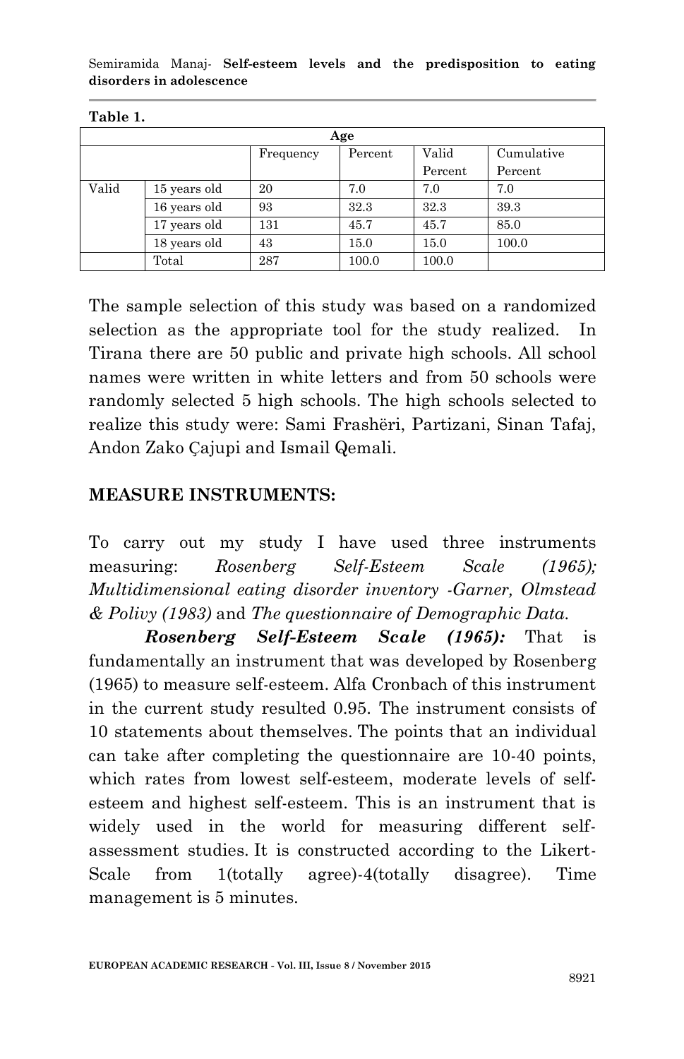**Table 1.**

| Age | | | | | |
|---|---|---|---|---|---|
| | | Frequency | Percent | Valid Percent | Cumulative Percent |
| Valid | 15 years old | 20 | 7.0 | 7.0 | 7.0 |
| | 16 years old | 93 | 32.3 | 32.3 | 39.3 |
| | 17 years old | 131 | 45.7 | 45.7 | 85.0 |
| | 18 years old | 43 | 15.0 | 15.0 | 100.0 |
| | Total | 287 | 100.0 | 100.0 | |

The sample selection of this study was based on a randomized selection as the appropriate tool for the study realized. In Tirana there are 50 public and private high schools. All school names were written in white letters and from 50 schools were randomly selected 5 high schools. The high schools selected to realize this study were: Sami Frashëri, Partizani, Sinan Tafaj, Andon Zako Çajupi and Ismail Qemali.

## MEASURE INSTRUMENTS:

To carry out my study I have used three instruments measuring: *Rosenberg Self-Esteem Scale (1965); Multidimensional eating disorder inventory -Garner, Olmstead & Polivy (1983)* and *The questionnaire of Demographic Data.*

***Rosenberg Self-Esteem Scale (1965):*** That is fundamentally an instrument that was developed by Rosenberg (1965) to measure self-esteem. Alfa Cronbach of this instrument in the current study resulted 0.95. The instrument consists of 10 statements about themselves. The points that an individual can take after completing the questionnaire are 10-40 points, which rates from lowest self-esteem, moderate levels of self-esteem and highest self-esteem. This is an instrument that is widely used in the world for measuring different self-assessment studies. It is constructed according to the Likert-Scale from 1(totally agree)-4(totally disagree). Time management is 5 minutes.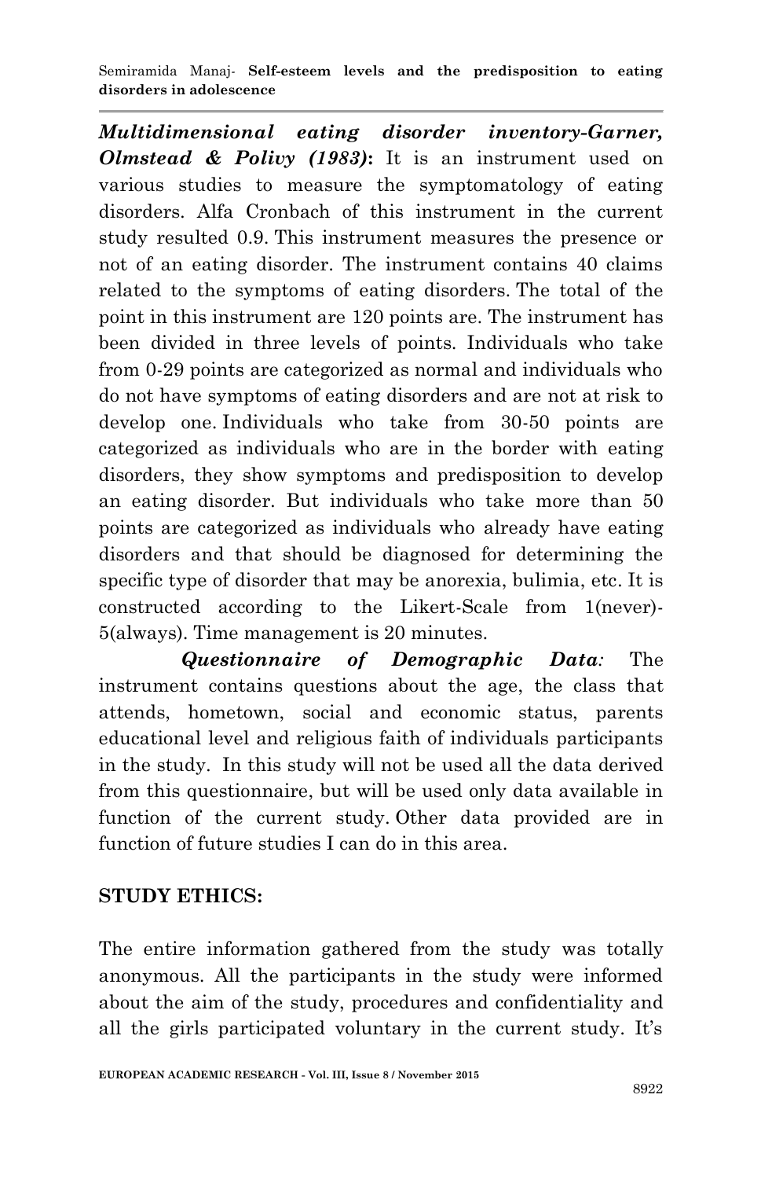***Multidimensional eating disorder inventory-Garner, Olmstead & Polivy (1983)*:** It is an instrument used on various studies to measure the symptomatology of eating disorders. Alfa Cronbach of this instrument in the current study resulted 0.9. This instrument measures the presence or not of an eating disorder. The instrument contains 40 claims related to the symptoms of eating disorders. The total of the point in this instrument are 120 points are. The instrument has been divided in three levels of points. Individuals who take from 0-29 points are categorized as normal and individuals who do not have symptoms of eating disorders and are not at risk to develop one. Individuals who take from 30-50 points are categorized as individuals who are in the border with eating disorders, they show symptoms and predisposition to develop an eating disorder. But individuals who take more than 50 points are categorized as individuals who already have eating disorders and that should be diagnosed for determining the specific type of disorder that may be anorexia, bulimia, etc. It is constructed according to the Likert-Scale from 1(never)-5(always). Time management is 20 minutes.

***Questionnaire of Demographic Data*:** The instrument contains questions about the age, the class that attends, hometown, social and economic status, parents educational level and religious faith of individuals participants in the study. In this study will not be used all the data derived from this questionnaire, but will be used only data available in function of the current study. Other data provided are in function of future studies I can do in this area.

## STUDY ETHICS:

The entire information gathered from the study was totally anonymous. All the participants in the study were informed about the aim of the study, procedures and confidentiality and all the girls participated voluntary in the current study. It's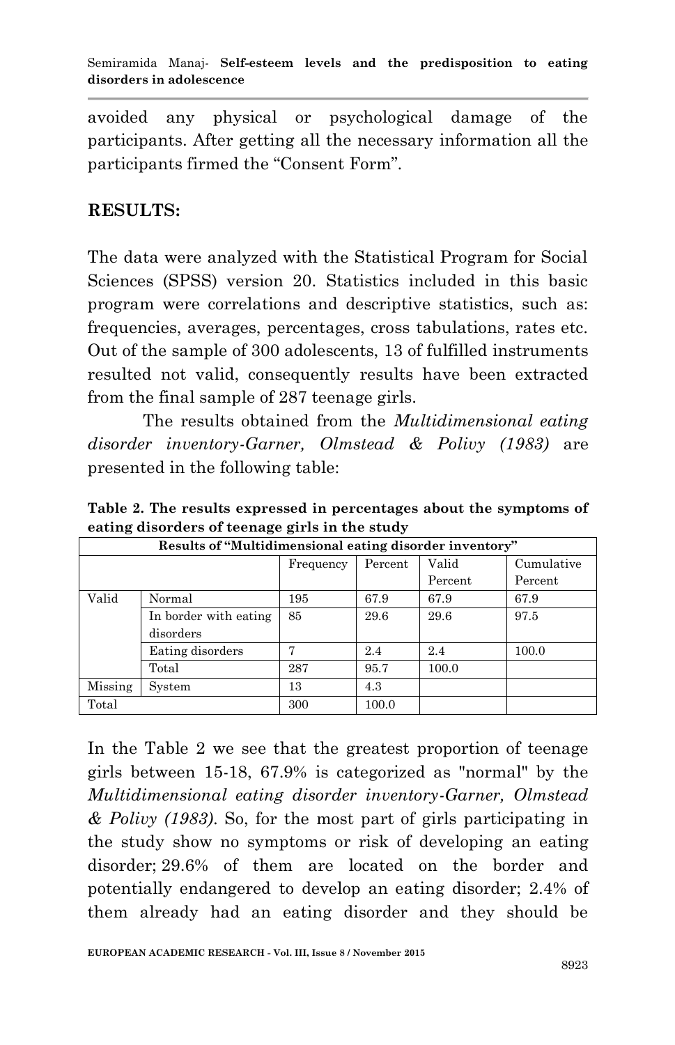avoided any physical or psychological damage of the participants. After getting all the necessary information all the participants firmed the "Consent Form".

## RESULTS:

The data were analyzed with the Statistical Program for Social Sciences (SPSS) version 20. Statistics included in this basic program were correlations and descriptive statistics, such as: frequencies, averages, percentages, cross tabulations, rates etc. Out of the sample of 300 adolescents, 13 of fulfilled instruments resulted not valid, consequently results have been extracted from the final sample of 287 teenage girls.

The results obtained from the *Multidimensional eating disorder inventory-Garner, Olmstead & Polivy (1983)* are presented in the following table:

**Table 2. The results expressed in percentages about the symptoms of eating disorders of teenage girls in the study**

| Results of "Multidimensional eating disorder inventory" | | | | | |
|---|---|---|---|---|---|
| | | Frequency | Percent | Valid Percent | Cumulative Percent |
| Valid | Normal | 195 | 67.9 | 67.9 | 67.9 |
| | In border with eating disorders | 85 | 29.6 | 29.6 | 97.5 |
| | Eating disorders | 7 | 2.4 | 2.4 | 100.0 |
| | Total | 287 | 95.7 | 100.0 | |
| Missing | System | 13 | 4.3 | | |
| Total | | 300 | 100.0 | | |

In the Table 2 we see that the greatest proportion of teenage girls between 15-18, 67.9% is categorized as "normal" by the *Multidimensional eating disorder inventory-Garner, Olmstead & Polivy (1983)*. So, for the most part of girls participating in the study show no symptoms or risk of developing an eating disorder; 29.6% of them are located on the border and potentially endangered to develop an eating disorder; 2.4% of them already had an eating disorder and they should be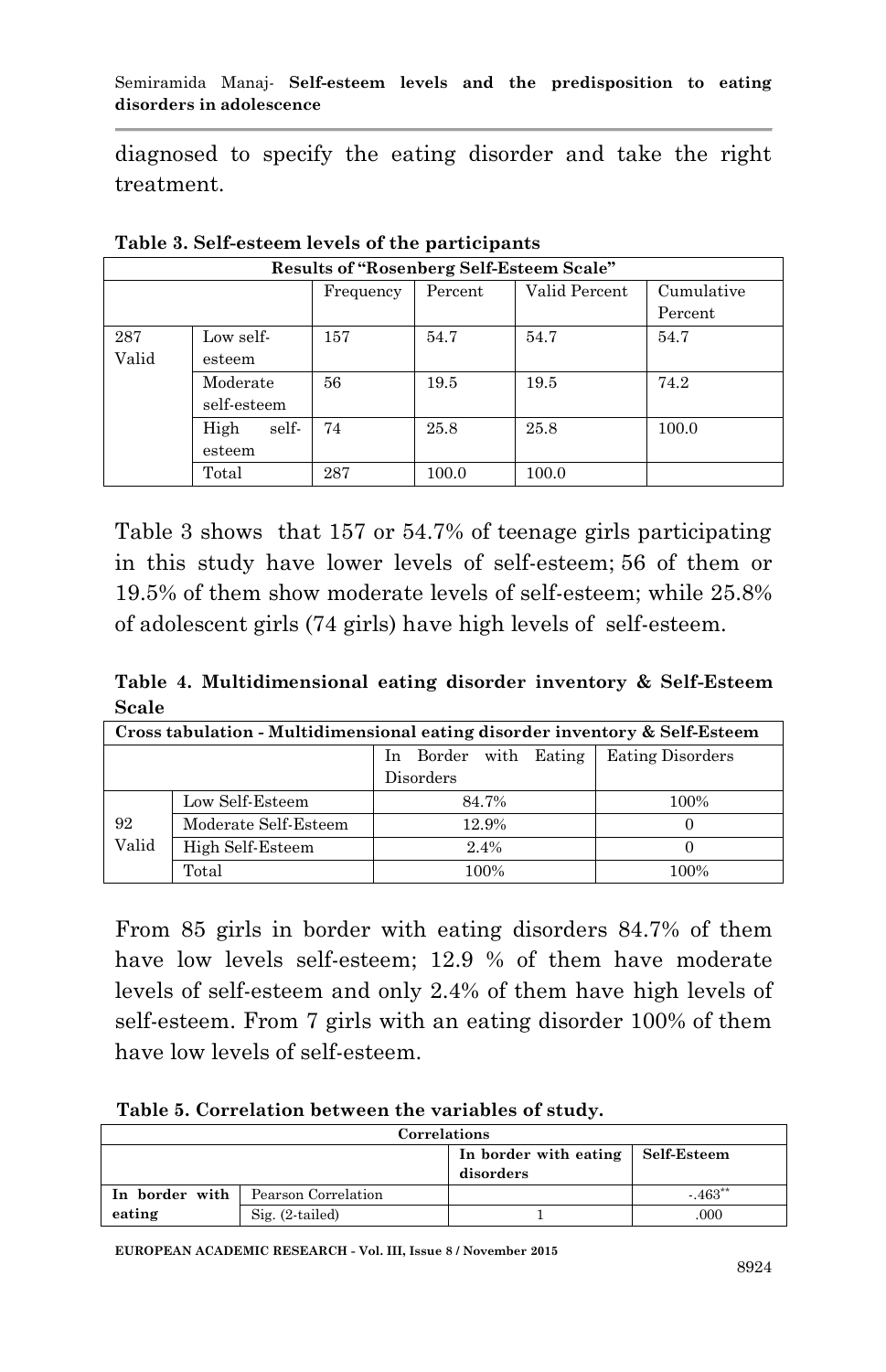diagnosed to specify the eating disorder and take the right treatment.

**Table 3. Self-esteem levels of the participants**

| Results of "Rosenberg Self-Esteem Scale" | | | | | |
|---|---|---|---|---|---|
| | | Frequency | Percent | Valid Percent | Cumulative Percent |
| 287 Valid | Low self-esteem | 157 | 54.7 | 54.7 | 54.7 |
| | Moderate self-esteem | 56 | 19.5 | 19.5 | 74.2 |
| | High self-esteem | 74 | 25.8 | 25.8 | 100.0 |
| | Total | 287 | 100.0 | 100.0 | |

Table 3 shows that 157 or 54.7% of teenage girls participating in this study have lower levels of self-esteem; 56 of them or 19.5% of them show moderate levels of self-esteem; while 25.8% of adolescent girls (74 girls) have high levels of self-esteem.

**Table 4. Multidimensional eating disorder inventory & Self-Esteem Scale**

| Cross tabulation - Multidimensional eating disorder inventory & Self-Esteem | | | |
|---|---|---|---|
| | | In Border with Eating Disorders | Eating Disorders |
| 92 Valid | Low Self-Esteem | 84.7% | 100% |
| | Moderate Self-Esteem | 12.9% | 0 |
| | High Self-Esteem | 2.4% | 0 |
| | Total | 100% | 100% |

From 85 girls in border with eating disorders 84.7% of them have low levels self-esteem; 12.9 % of them have moderate levels of self-esteem and only 2.4% of them have high levels of self-esteem. From 7 girls with an eating disorder 100% of them have low levels of self-esteem.

**Table 5. Correlation between the variables of study.**

| Correlations | | | |
|---|---|---|---|
| | | In border with eating disorders | Self-Esteem |
| In border with eating | Pearson Correlation | | -.463** |
| | Sig. (2-tailed) | 1 | .000 |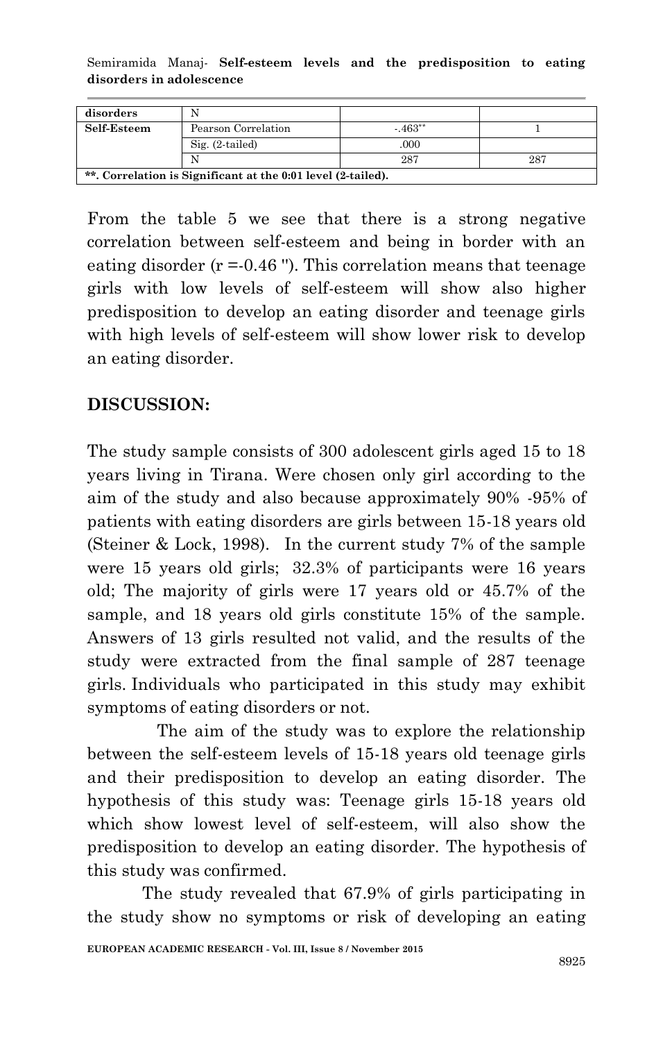| disorders | N | | |
| --- | --- | --- | --- |
| **Self-Esteem** | Pearson Correlation | -.463** | 1 |
| | Sig. (2-tailed) | .000 | |
| | N | 287 | 287 |
| **\*\*. Correlation is Significant at the 0:01 level (2-tailed).** | | | |

From the table 5 we see that there is a strong negative correlation between self-esteem and being in border with an eating disorder (r =-0.46 "). This correlation means that teenage girls with low levels of self-esteem will show also higher predisposition to develop an eating disorder and teenage girls with high levels of self-esteem will show lower risk to develop an eating disorder.

## DISCUSSION:

The study sample consists of 300 adolescent girls aged 15 to 18 years living in Tirana. Were chosen only girl according to the aim of the study and also because approximately 90% -95% of patients with eating disorders are girls between 15-18 years old (Steiner & Lock, 1998). In the current study 7% of the sample were 15 years old girls; 32.3% of participants were 16 years old; The majority of girls were 17 years old or 45.7% of the sample, and 18 years old girls constitute 15% of the sample. Answers of 13 girls resulted not valid, and the results of the study were extracted from the final sample of 287 teenage girls. Individuals who participated in this study may exhibit symptoms of eating disorders or not.

The aim of the study was to explore the relationship between the self-esteem levels of 15-18 years old teenage girls and their predisposition to develop an eating disorder. The hypothesis of this study was: Teenage girls 15-18 years old which show lowest level of self-esteem, will also show the predisposition to develop an eating disorder. The hypothesis of this study was confirmed.

The study revealed that 67.9% of girls participating in the study show no symptoms or risk of developing an eating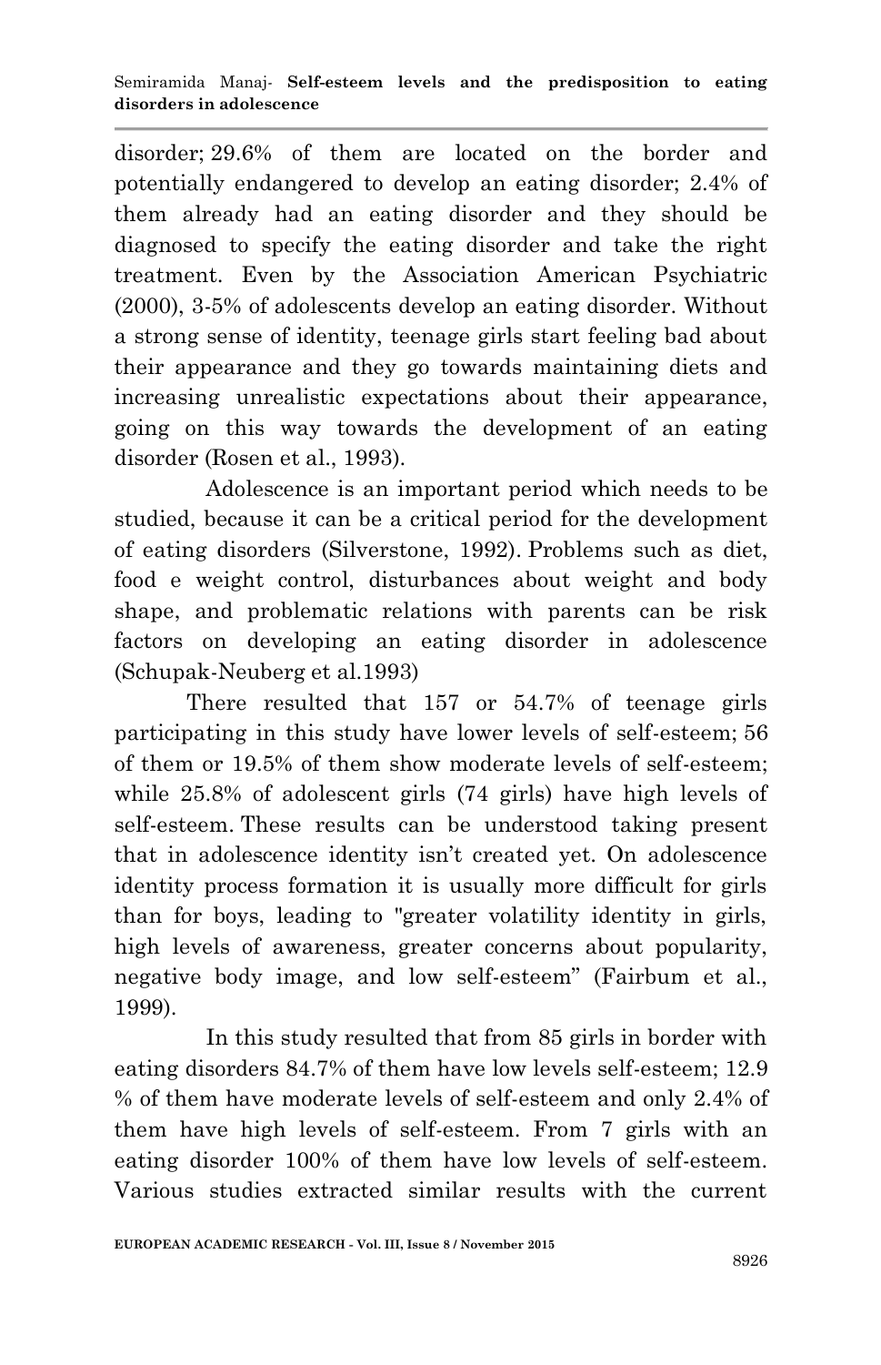disorder; 29.6% of them are located on the border and potentially endangered to develop an eating disorder; 2.4% of them already had an eating disorder and they should be diagnosed to specify the eating disorder and take the right treatment. Even by the Association American Psychiatric (2000), 3-5% of adolescents develop an eating disorder. Without a strong sense of identity, teenage girls start feeling bad about their appearance and they go towards maintaining diets and increasing unrealistic expectations about their appearance, going on this way towards the development of an eating disorder (Rosen et al., 1993).

Adolescence is an important period which needs to be studied, because it can be a critical period for the development of eating disorders (Silverstone, 1992). Problems such as diet, food e weight control, disturbances about weight and body shape, and problematic relations with parents can be risk factors on developing an eating disorder in adolescence (Schupak-Neuberg et al.1993)

There resulted that 157 or 54.7% of teenage girls participating in this study have lower levels of self-esteem; 56 of them or 19.5% of them show moderate levels of self-esteem; while 25.8% of adolescent girls (74 girls) have high levels of self-esteem. These results can be understood taking present that in adolescence identity isn't created yet. On adolescence identity process formation it is usually more difficult for girls than for boys, leading to "greater volatility identity in girls, high levels of awareness, greater concerns about popularity, negative body image, and low self-esteem" (Fairbum et al., 1999).

In this study resulted that from 85 girls in border with eating disorders 84.7% of them have low levels self-esteem; 12.9 % of them have moderate levels of self-esteem and only 2.4% of them have high levels of self-esteem. From 7 girls with an eating disorder 100% of them have low levels of self-esteem. Various studies extracted similar results with the current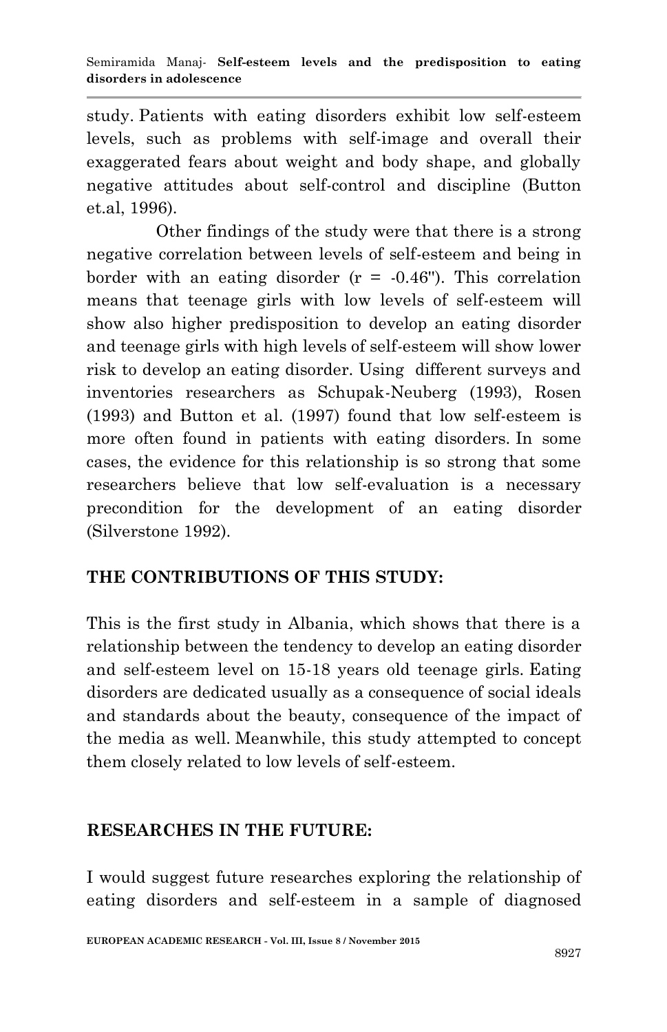study. Patients with eating disorders exhibit low self-esteem levels, such as problems with self-image and overall their exaggerated fears about weight and body shape, and globally negative attitudes about self-control and discipline (Button et.al, 1996).

Other findings of the study were that there is a strong negative correlation between levels of self-esteem and being in border with an eating disorder (r = -0.46''). This correlation means that teenage girls with low levels of self-esteem will show also higher predisposition to develop an eating disorder and teenage girls with high levels of self-esteem will show lower risk to develop an eating disorder. Using different surveys and inventories researchers as Schupak-Neuberg (1993), Rosen (1993) and Button et al. (1997) found that low self-esteem is more often found in patients with eating disorders. In some cases, the evidence for this relationship is so strong that some researchers believe that low self-evaluation is a necessary precondition for the development of an eating disorder (Silverstone 1992).

## THE CONTRIBUTIONS OF THIS STUDY:

This is the first study in Albania, which shows that there is a relationship between the tendency to develop an eating disorder and self-esteem level on 15-18 years old teenage girls. Eating disorders are dedicated usually as a consequence of social ideals and standards about the beauty, consequence of the impact of the media as well. Meanwhile, this study attempted to concept them closely related to low levels of self-esteem.

## RESEARCHES IN THE FUTURE:

I would suggest future researches exploring the relationship of eating disorders and self-esteem in a sample of diagnosed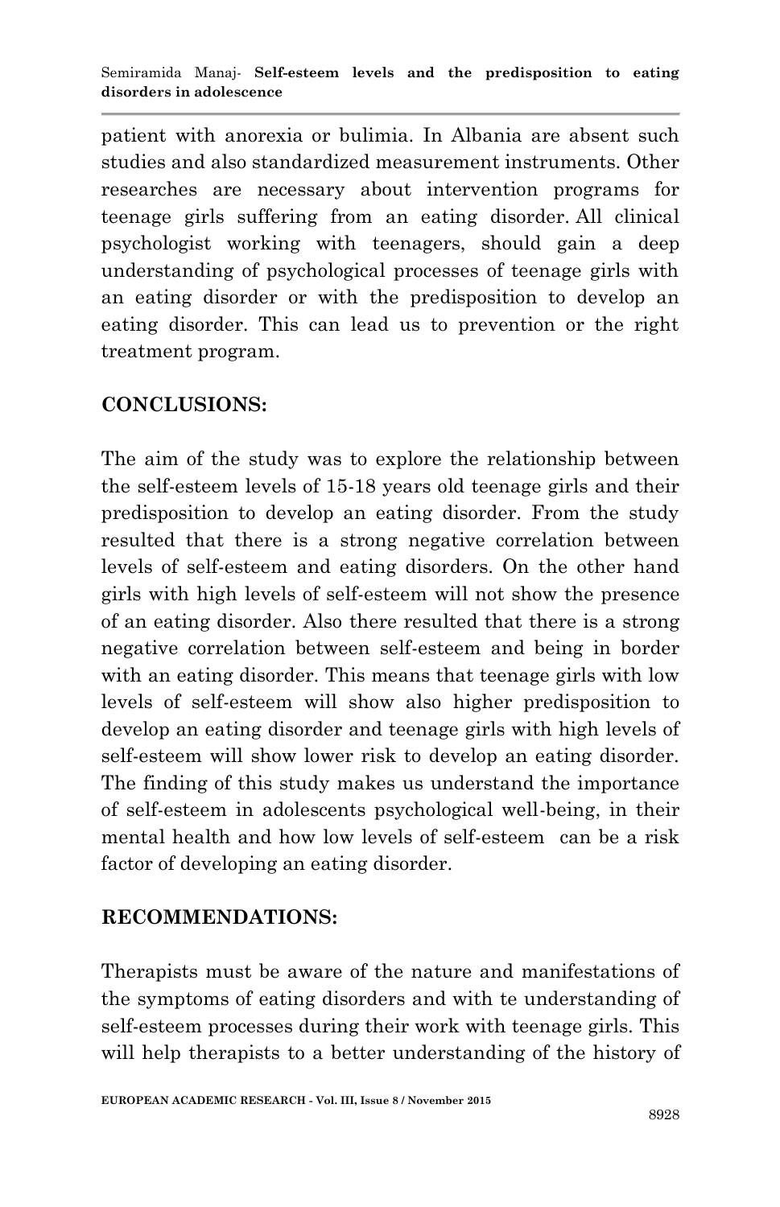patient with anorexia or bulimia. In Albania are absent such studies and also standardized measurement instruments. Other researches are necessary about intervention programs for teenage girls suffering from an eating disorder. All clinical psychologist working with teenagers, should gain a deep understanding of psychological processes of teenage girls with an eating disorder or with the predisposition to develop an eating disorder. This can lead us to prevention or the right treatment program.

## CONCLUSIONS:

The aim of the study was to explore the relationship between the self-esteem levels of 15-18 years old teenage girls and their predisposition to develop an eating disorder. From the study resulted that there is a strong negative correlation between levels of self-esteem and eating disorders. On the other hand girls with high levels of self-esteem will not show the presence of an eating disorder. Also there resulted that there is a strong negative correlation between self-esteem and being in border with an eating disorder. This means that teenage girls with low levels of self-esteem will show also higher predisposition to develop an eating disorder and teenage girls with high levels of self-esteem will show lower risk to develop an eating disorder. The finding of this study makes us understand the importance of self-esteem in adolescents psychological well-being, in their mental health and how low levels of self-esteem can be a risk factor of developing an eating disorder.

## RECOMMENDATIONS:

Therapists must be aware of the nature and manifestations of the symptoms of eating disorders and with te understanding of self-esteem processes during their work with teenage girls. This will help therapists to a better understanding of the history of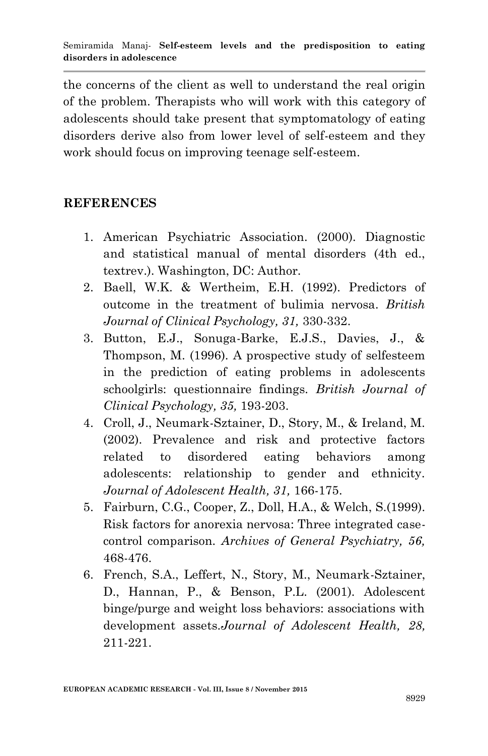the concerns of the client as well to understand the real origin of the problem. Therapists who will work with this category of adolescents should take present that symptomatology of eating disorders derive also from lower level of self-esteem and they work should focus on improving teenage self-esteem.

## REFERENCES

1. American Psychiatric Association. (2000). Diagnostic and statistical manual of mental disorders (4th ed., textrev.). Washington, DC: Author.
2. Baell, W.K. & Wertheim, E.H. (1992). Predictors of outcome in the treatment of bulimia nervosa. *British Journal of Clinical Psychology, 31,* 330-332.
3. Button, E.J., Sonuga-Barke, E.J.S., Davies, J., & Thompson, M. (1996). A prospective study of selfesteem in the prediction of eating problems in adolescents schoolgirls: questionnaire findings. *British Journal of Clinical Psychology, 35,* 193-203.
4. Croll, J., Neumark-Sztainer, D., Story, M., & Ireland, M. (2002). Prevalence and risk and protective factors related to disordered eating behaviors among adolescents: relationship to gender and ethnicity. *Journal of Adolescent Health, 31,* 166-175.
5. Fairburn, C.G., Cooper, Z., Doll, H.A., & Welch, S.(1999). Risk factors for anorexia nervosa: Three integrated case-control comparison. *Archives of General Psychiatry, 56,* 468-476.
6. French, S.A., Leffert, N., Story, M., Neumark-Sztainer, D., Hannan, P., & Benson, P.L. (2001). Adolescent binge/purge and weight loss behaviors: associations with development assets.*Journal of Adolescent Health, 28,* 211-221.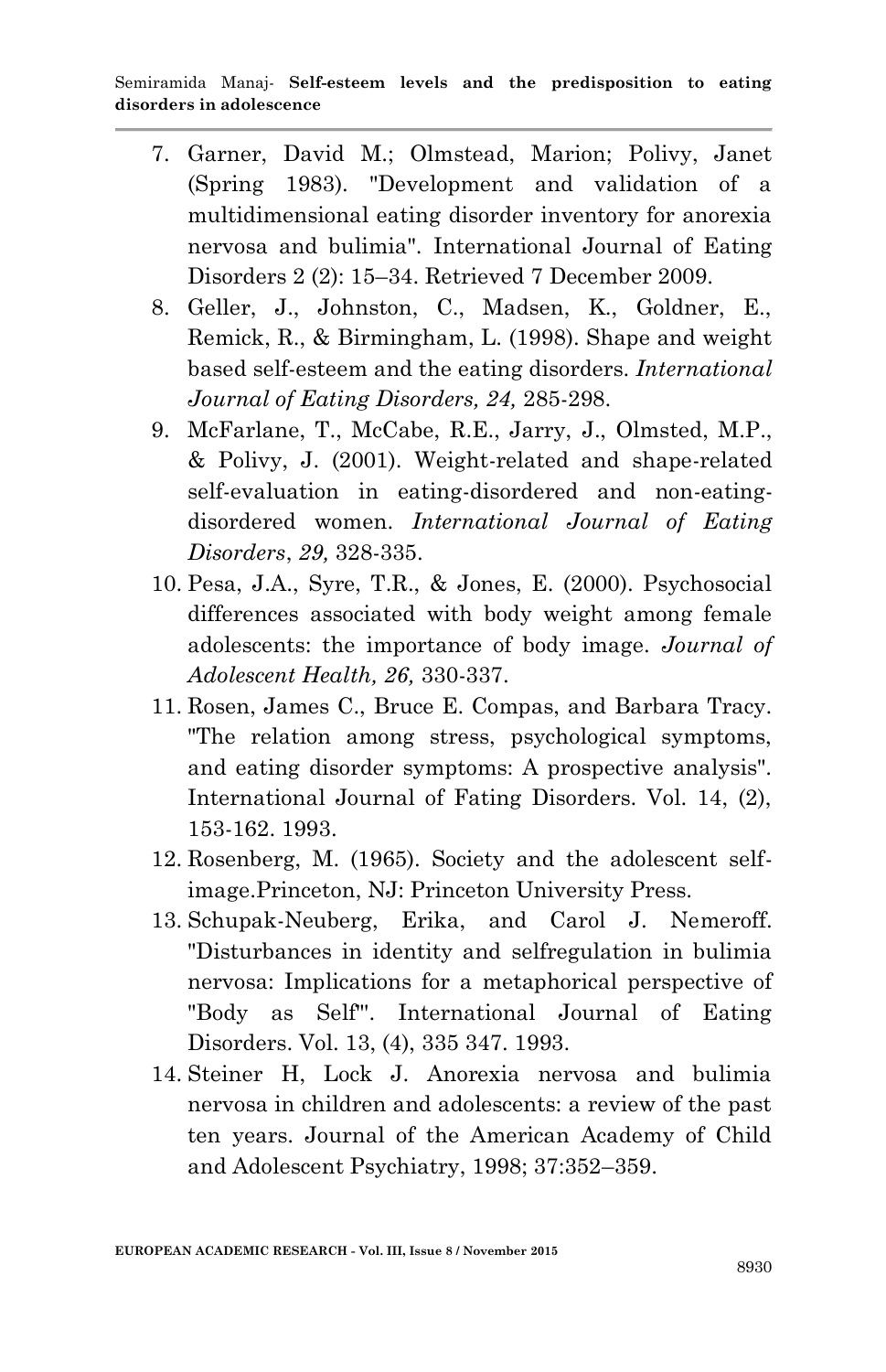7. Garner, David M.; Olmstead, Marion; Polivy, Janet (Spring 1983). "Development and validation of a multidimensional eating disorder inventory for anorexia nervosa and bulimia". International Journal of Eating Disorders 2 (2): 15–34. Retrieved 7 December 2009.
8. Geller, J., Johnston, C., Madsen, K., Goldner, E., Remick, R., & Birmingham, L. (1998). Shape and weight based self-esteem and the eating disorders. *International Journal of Eating Disorders, 24,* 285-298.
9. McFarlane, T., McCabe, R.E., Jarry, J., Olmsted, M.P., & Polivy, J. (2001). Weight-related and shape-related self-evaluation in eating-disordered and non-eating-disordered women. *International Journal of Eating Disorders*, *29,* 328-335.
10. Pesa, J.A., Syre, T.R., & Jones, E. (2000). Psychosocial differences associated with body weight among female adolescents: the importance of body image. *Journal of Adolescent Health, 26,* 330-337.
11. Rosen, James C., Bruce E. Compas, and Barbara Tracy. "The relation among stress, psychological symptoms, and eating disorder symptoms: A prospective analysis". International Journal of Fating Disorders. Vol. 14, (2), 153-162. 1993.
12. Rosenberg, M. (1965). Society and the adolescent self-image.Princeton, NJ: Princeton University Press.
13. Schupak-Neuberg, Erika, and Carol J. Nemeroff. "Disturbances in identity and selfregulation in bulimia nervosa: Implications for a metaphorical perspective of "Body as Self"'. International Journal of Eating Disorders. Vol. 13, (4), 335 347. 1993.
14. Steiner H, Lock J. Anorexia nervosa and bulimia nervosa in children and adolescents: a review of the past ten years. Journal of the American Academy of Child and Adolescent Psychiatry, 1998; 37:352–359.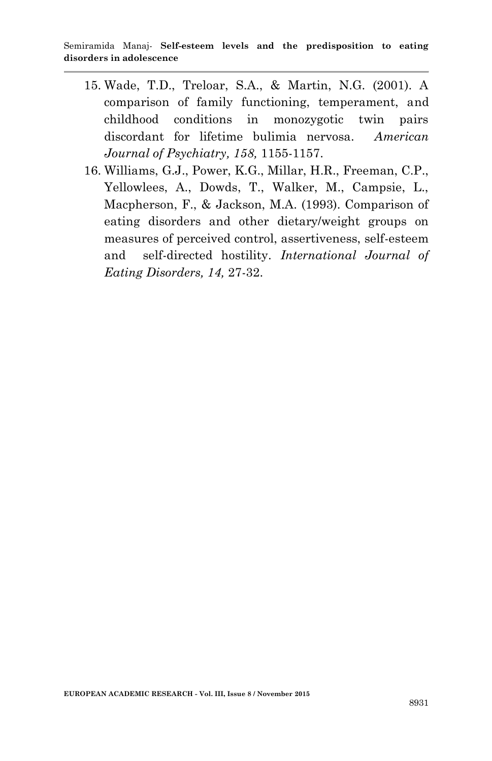15. Wade, T.D., Treloar, S.A., & Martin, N.G. (2001). A comparison of family functioning, temperament, and childhood conditions in monozygotic twin pairs discordant for lifetime bulimia nervosa. *American Journal of Psychiatry, 158,* 1155-1157.
16. Williams, G.J., Power, K.G., Millar, H.R., Freeman, C.P., Yellowlees, A., Dowds, T., Walker, M., Campsie, L., Macpherson, F., & Jackson, M.A. (1993). Comparison of eating disorders and other dietary/weight groups on measures of perceived control, assertiveness, self-esteem and self-directed hostility. *International Journal of Eating Disorders, 14,* 27-32.